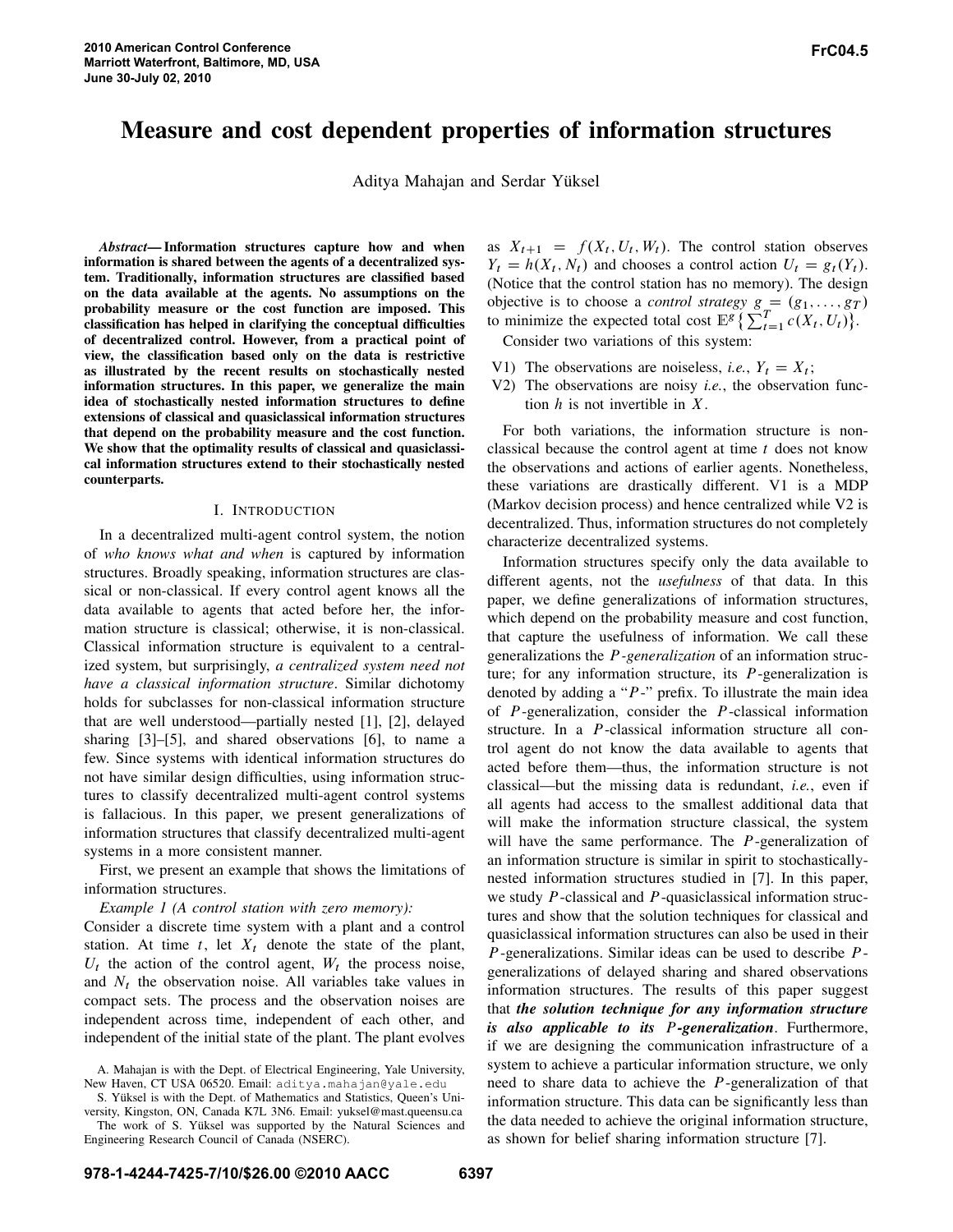# Measure and cost dependent properties of information structures

Aditya Mahajan and Serdar Yüksel

***Abstract*— Information structures capture how and when information is shared between the agents of a decentralized system. Traditionally, information structures are classified based on the data available at the agents. No assumptions on the probability measure or the cost function are imposed. This classification has helped in clarifying the conceptual difficulties of decentralized control. However, from a practical point of view, the classification based only on the data is restrictive as illustrated by the recent results on stochastically nested information structures. In this paper, we generalize the main idea of stochastically nested information structures to define extensions of classical and quasiclassical information structures that depend on the probability measure and the cost function. We show that the optimality results of classical and quasiclassical information structures extend to their stochastically nested counterparts.**

## I. Introduction

In a decentralized multi-agent control system, the notion of *who knows what and when* is captured by information structures. Broadly speaking, information structures are classical or non-classical. If every control agent knows all the data available to agents that acted before her, the information structure is classical; otherwise, it is non-classical. Classical information structure is equivalent to a centralized system, but surprisingly, *a centralized system need not have a classical information structure*. Similar dichotomy holds for subclasses for non-classical information structure that are well understood—partially nested [1], [2], delayed sharing [3]–[5], and shared observations [6], to name a few. Since systems with identical information structures do not have similar design difficulties, using information structures to classify decentralized multi-agent control systems is fallacious. In this paper, we present generalizations of information structures that classify decentralized multi-agent systems in a more consistent manner.

First, we present an example that shows the limitations of information structures.

*Example 1 (A control station with zero memory):* Consider a discrete time system with a plant and a control station. At time $t$, let $X_t$ denote the state of the plant, $U_t$ the action of the control agent, $W_t$ the process noise, and $N_t$ the observation noise. All variables take values in compact sets. The process and the observation noises are independent across time, independent of each other, and independent of the initial state of the plant. The plant evolves as $X_{t+1} = f(X_t, U_t, W_t)$. The control station observes $Y_t = h(X_t, N_t)$ and chooses a control action $U_t = g_t(Y_t)$. (Notice that the control station has no memory). The design objective is to choose a *control strategy* $g = (g_1, \dots, g_T)$ to minimize the expected total cost $\mathbb{E}^g\{\sum_{t=1}^T c(X_t, U_t)\}$.

Consider two variations of this system:

- V1) The observations are noiseless, *i.e.*, $Y_t = X_t$;
- V2) The observations are noisy *i.e.*, the observation function $h$ is not invertible in $X$.

For both variations, the information structure is non-classical because the control agent at time $t$ does not know the observations and actions of earlier agents. Nonetheless, these variations are drastically different. V1 is a MDP (Markov decision process) and hence centralized while V2 is decentralized. Thus, information structures do not completely characterize decentralized systems.

Information structures specify only the data available to different agents, not the *usefulness* of that data. In this paper, we define generalizations of information structures, which depend on the probability measure and cost function, that capture the usefulness of information. We call these generalizations the $P$*-generalization* of an information structure; for any information structure, its $P$-generalization is denoted by adding a "$P$-" prefix. To illustrate the main idea of $P$-generalization, consider the $P$-classical information structure. In a $P$-classical information structure all control agent do not know the data available to agents that acted before them—thus, the information structure is not classical—but the missing data is redundant, *i.e.*, even if all agents had access to the smallest additional data that will make the information structure classical, the system will have the same performance. The $P$-generalization of an information structure is similar in spirit to stochastically-nested information structures studied in [7]. In this paper, we study $P$-classical and $P$-quasiclassical information structures and show that the solution techniques for classical and quasiclassical information structures can also be used in their $P$-generalizations. Similar ideas can be used to describe $P$-generalizations of delayed sharing and shared observations information structures. The results of this paper suggest that ***the solution technique for any information structure is also applicable to its*** $P$***-generalization***. Furthermore, if we are designing the communication infrastructure of a system to achieve a particular information structure, we only need to share data to achieve the $P$-generalization of that information structure. This data can be significantly less than the data needed to achieve the original information structure, as shown for belief sharing information structure [7].

A. Mahajan is with the Dept. of Electrical Engineering, Yale University, New Haven, CT USA 06520. Email: aditya.mahajan@yale.edu

S. Yüksel is with the Dept. of Mathematics and Statistics, Queen's University, Kingston, ON, Canada K7L 3N6. Email: yuksel@mast.queensu.ca

The work of S. Yüksel was supported by the Natural Sciences and Engineering Research Council of Canada (NSERC).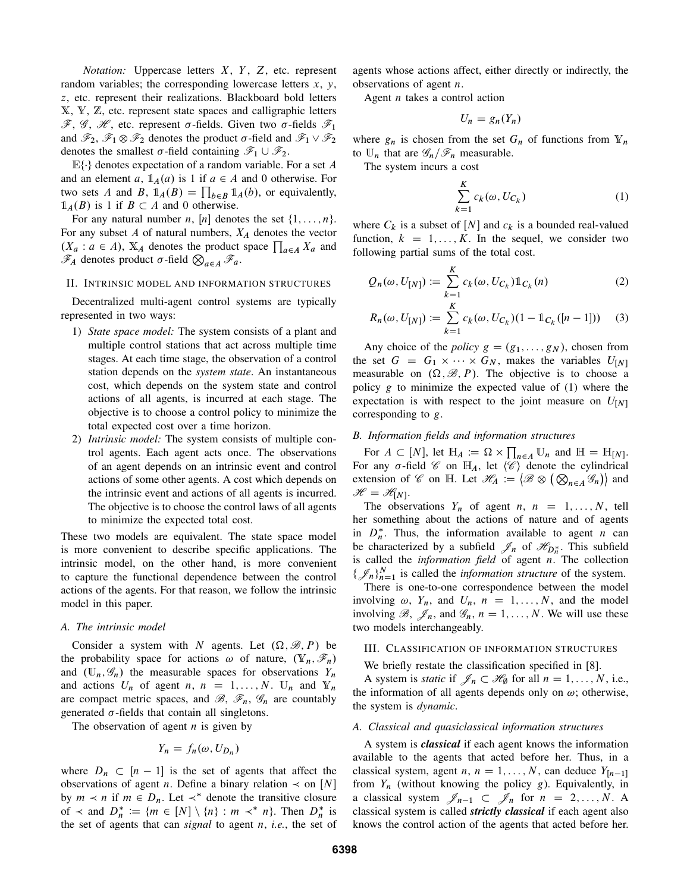*Notation:* Uppercase letters $X$, $Y$, $Z$, etc. represent random variables; the corresponding lowercase letters $x$, $y$, $z$, etc. represent their realizations. Blackboard bold letters $\mathbb{X}$, $\mathbb{Y}$, $\mathbb{Z}$, etc. represent state spaces and calligraphic letters $\mathscr{F}$, $\mathscr{G}$, $\mathscr{H}$, etc. represent $\sigma$-fields. Given two $\sigma$-fields $\mathscr{F}_1$ and $\mathscr{F}_2$, $\mathscr{F}_1 \otimes \mathscr{F}_2$ denotes the product $\sigma$-field and $\mathscr{F}_1 \vee \mathscr{F}_2$ denotes the smallest $\sigma$-field containing $\mathscr{F}_1 \cup \mathscr{F}_2$.

$\mathbb{E}\{\cdot\}$ denotes expectation of a random variable. For a set $A$ and an element $a$, $\mathbb{1}_A(a)$ is 1 if $a \in A$ and 0 otherwise. For two sets $A$ and $B$, $\mathbb{1}_A(B) = \prod_{b \in B} \mathbb{1}_A(b)$, or equivalently, $\mathbb{1}_A(B)$ is 1 if $B \subset A$ and 0 otherwise.

For any natural number $n$, $[n]$ denotes the set $\{1, \dots, n\}$. For any subset $A$ of natural numbers, $X_A$ denotes the vector $(X_a : a \in A)$, $\mathbb{X}_A$ denotes the product space $\prod_{a \in A} X_a$ and $\mathscr{F}_A$ denotes product $\sigma$-field $\bigotimes_{a \in A} \mathscr{F}_a$.

## II. Intrinsic model and information structures

Decentralized multi-agent control systems are typically represented in two ways:

1) *State space model:* The system consists of a plant and multiple control stations that act across multiple time stages. At each time stage, the observation of a control station depends on the *system state*. An instantaneous cost, which depends on the system state and control actions of all agents, is incurred at each stage. The objective is to choose a control policy to minimize the total expected cost over a time horizon.
2) *Intrinsic model:* The system consists of multiple control agents. Each agent acts once. The observations of an agent depends on an intrinsic event and control actions of some other agents. A cost which depends on the intrinsic event and actions of all agents is incurred. The objective is to choose the control laws of all agents to minimize the expected total cost.

These two models are equivalent. The state space model is more convenient to describe specific applications. The intrinsic model, on the other hand, is more convenient to capture the functional dependence between the control actions of the agents. For that reason, we follow the intrinsic model in this paper.

### A. The intrinsic model

Consider a system with $N$ agents. Let $(\Omega, \mathscr{B}, P)$ be the probability space for actions $\omega$ of nature, $(\mathbb{Y}_n, \mathscr{F}_n)$ and $(\mathbb{U}_n, \mathscr{G}_n)$ the measurable spaces for observations $Y_n$ and actions $U_n$ of agent $n$, $n = 1, \dots, N$. $\mathbb{U}_n$ and $\mathbb{Y}_n$ are compact metric spaces, and $\mathscr{B}$, $\mathscr{F}_n$, $\mathscr{G}_n$ are countably generated $\sigma$-fields that contain all singletons.

The observation of agent $n$ is given by

$$Y_n = f_n(\omega, U_{D_n})$$

where $D_n \subset [n-1]$ is the set of agents that affect the observations of agent $n$. Define a binary relation $\prec$ on $[N]$ by $m \prec n$ if $m \in D_n$. Let $\prec^*$ denote the transitive closure of $\prec$ and $D_n^* := \{m \in [N] \setminus \{n\} : m \prec^* n\}$. Then $D_n^*$ is the set of agents that can *signal* to agent $n$, *i.e.*, the set of agents whose actions affect, either directly or indirectly, the observations of agent $n$.

Agent $n$ takes a control action

$$U_n = g_n(Y_n)$$

where $g_n$ is chosen from the set $G_n$ of functions from $\mathbb{Y}_n$ to $\mathbb{U}_n$ that are $\mathscr{G}_n/\mathscr{F}_n$ measurable.

The system incurs a cost

$$\sum_{k=1}^{K} c_k(\omega, U_{C_k}) \tag{1}$$

where $C_k$ is a subset of $[N]$ and $c_k$ is a bounded real-valued function, $k = 1, \dots, K$. In the sequel, we consider two following partial sums of the total cost.

$$Q_n(\omega, U_{[N]}) := \sum_{k=1}^{K} c_k(\omega, U_{C_k}) \mathbb{1}_{C_k}(n) \tag{2}$$

$$R_n(\omega, U_{[N]}) := \sum_{k=1}^{K} c_k(\omega, U_{C_k})(1 - \mathbb{1}_{C_k}([n-1])) \tag{3}$$

Any choice of the *policy* $g = (g_1, \dots, g_N)$, chosen from the set $G = G_1 \times \dots \times G_N$, makes the variables $U_{[N]}$ measurable on $(\Omega, \mathscr{B}, P)$. The objective is to choose a policy $g$ to minimize the expected value of (1) where the expectation is with respect to the joint measure on $U_{[N]}$ corresponding to $g$.

### B. Information fields and information structures

For $A \subset [N]$, let $\mathbb{H}_A := \Omega \times \prod_{n \in A} \mathbb{U}_n$ and $\mathbb{H} = \mathbb{H}_{[N]}$. For any $\sigma$-field $\mathscr{C}$ on $\mathbb{H}_A$, let $\langle \mathscr{C} \rangle$ denote the cylindrical extension of $\mathscr{C}$ on $\mathbb{H}$. Let $\mathscr{H}_A := \left\langle \mathscr{B} \otimes \left( \bigotimes_{n \in A} \mathscr{G}_n \right) \right\rangle$ and $\mathscr{H} = \mathscr{H}_{[N]}$.

The observations $Y_n$ of agent $n$, $n = 1, \dots, N$, tell her something about the actions of nature and of agents in $D_n^*$. Thus, the information available to agent $n$ can be characterized by a subfield $\mathscr{J}_n$ of $\mathscr{H}_{D_n^*}$. This subfield is called the *information field* of agent $n$. The collection $\{\mathscr{J}_n\}_{n=1}^{N}$ is called the *information structure* of the system.

There is one-to-one correspondence between the model involving $\omega$, $Y_n$, and $U_n$, $n = 1, \dots, N$, and the model involving $\mathscr{B}$, $\mathscr{J}_n$, and $\mathscr{G}_n$, $n = 1, \dots, N$. We will use these two models interchangeably.

## III. Classification of information structures

We briefly restate the classification specified in [8].

A system is *static* if $\mathscr{J}_n \subset \mathscr{H}_\emptyset$ for all $n = 1, \dots, N$, i.e., the information of all agents depends only on $\omega$; otherwise, the system is *dynamic*.

### A. Classical and quasiclassical information structures

A system is ***classical*** if each agent knows the information available to the agents that acted before her. Thus, in a classical system, agent $n$, $n = 1, \dots, N$, can deduce $Y_{[n-1]}$ from $Y_n$ (without knowing the policy $g$). Equivalently, in a classical system $\mathscr{J}_{n-1} \subset \mathscr{J}_n$ for $n = 2, \dots, N$. A classical system is called ***strictly classical*** if each agent also knows the control action of the agents that acted before her.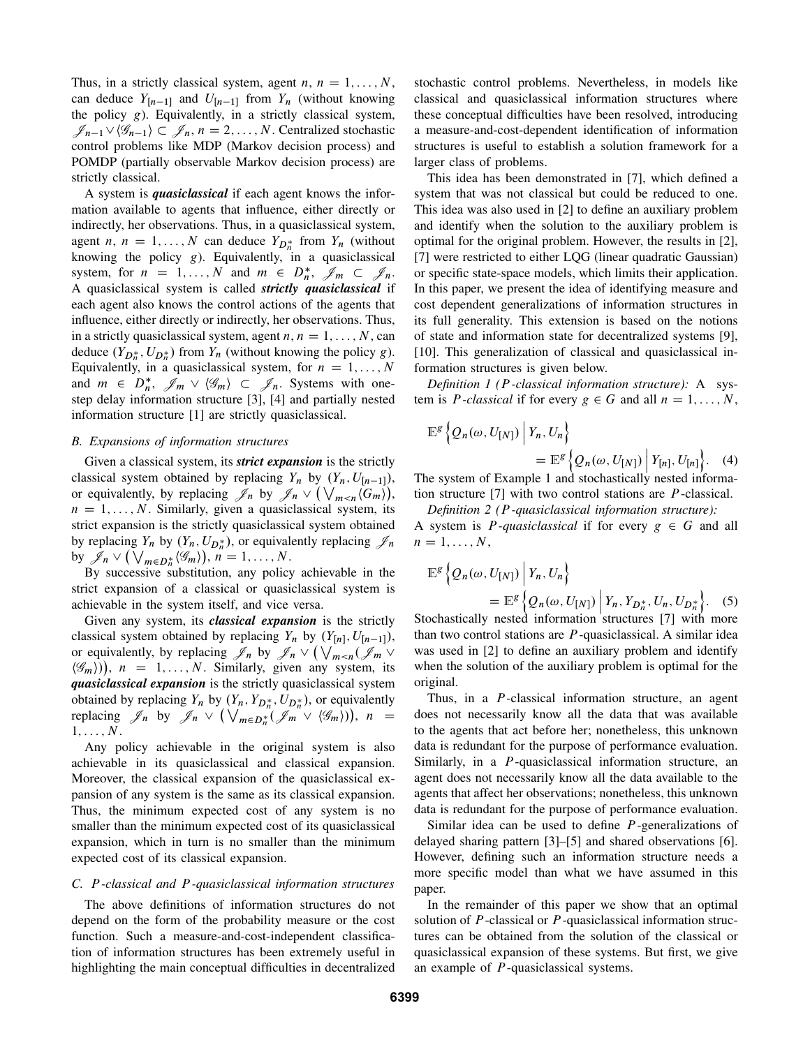Thus, in a strictly classical system, agent $n$, $n = 1, \ldots, N$, can deduce $Y_{[n-1]}$ and $U_{[n-1]}$ from $Y_n$ (without knowing the policy $g$). Equivalently, in a strictly classical system, $\mathscr{J}_{n-1} \vee \langle \mathscr{G}_{n-1} \rangle \subset \mathscr{J}_n$, $n = 2, \ldots, N$. Centralized stochastic control problems like MDP (Markov decision process) and POMDP (partially observable Markov decision process) are strictly classical.

A system is ***quasiclassical*** if each agent knows the information available to agents that influence, either directly or indirectly, her observations. Thus, in a quasiclassical system, agent $n$, $n = 1, \ldots, N$ can deduce $Y_{D_n^*}$ from $Y_n$ (without knowing the policy $g$). Equivalently, in a quasiclassical system, for $n = 1, \ldots, N$ and $m \in D_n^*$, $\mathscr{J}_m \subset \mathscr{J}_n$. A quasiclassical system is called ***strictly quasiclassical*** if each agent also knows the control actions of the agents that influence, either directly or indirectly, her observations. Thus, in a strictly quasiclassical system, agent $n$, $n = 1, \ldots, N$, can deduce $(Y_{D_n^*}, U_{D_n^*})$ from $Y_n$ (without knowing the policy $g$). Equivalently, in a quasiclassical system, for $n = 1, \ldots, N$ and $m \in D_n^*$, $\mathscr{J}_m \vee \langle \mathscr{G}_m \rangle \subset \mathscr{J}_n$. Systems with one-step delay information structure [3], [4] and partially nested information structure [1] are strictly quasiclassical.

### B. Expansions of information structures

Given a classical system, its ***strict expansion*** is the strictly classical system obtained by replacing $Y_n$ by $(Y_n, U_{[n-1]})$, or equivalently, by replacing $\mathscr{J}_n$ by $\mathscr{J}_n \vee \big(\bigvee_{m<n} \langle G_m \rangle\big)$, $n = 1, \ldots, N$. Similarly, given a quasiclassical system, its strict expansion is the strictly quasiclassical system obtained by replacing $Y_n$ by $(Y_n, U_{D_n^*})$, or equivalently replacing $\mathscr{J}_n$ by $\mathscr{J}_n \vee \big(\bigvee_{m \in D_n^*} \langle \mathscr{G}_m \rangle\big)$, $n = 1, \ldots, N$.

By successive substitution, any policy achievable in the strict expansion of a classical or quasiclassical system is achievable in the system itself, and vice versa.

Given any system, its ***classical expansion*** is the strictly classical system obtained by replacing $Y_n$ by $(Y_{[n]}, U_{[n-1]})$, or equivalently, by replacing $\mathscr{J}_n$ by $\mathscr{J}_n \vee \big(\bigvee_{m<n} (\mathscr{J}_m \vee \langle \mathscr{G}_m \rangle)\big)$, $n = 1, \ldots, N$. Similarly, given any system, its ***quasiclassical expansion*** is the strictly quasiclassical system obtained by replacing $Y_n$ by $(Y_n, Y_{D_n^*}, U_{D_n^*})$, or equivalently replacing $\mathscr{J}_n$ by $\mathscr{J}_n \vee \big(\bigvee_{m \in D_n^*} (\mathscr{J}_m \vee \langle \mathscr{G}_m \rangle)\big)$, $n = 1, \ldots, N$.

Any policy achievable in the original system is also achievable in its quasiclassical and classical expansion. Moreover, the classical expansion of the quasiclassical expansion of any system is the same as its classical expansion. Thus, the minimum expected cost of any system is no smaller than the minimum expected cost of its quasiclassical expansion, which in turn is no smaller than the minimum expected cost of its classical expansion.

### C. $P$-classical and $P$-quasiclassical information structures

The above definitions of information structures do not depend on the form of the probability measure or the cost function. Such a measure-and-cost-independent classification of information structures has been extremely useful in highlighting the main conceptual difficulties in decentralized stochastic control problems. Nevertheless, in models like classical and quasiclassical information structures where these conceptual difficulties have been resolved, introducing a measure-and-cost-dependent identification of information structures is useful to establish a solution framework for a larger class of problems.

This idea has been demonstrated in [7], which defined a system that was not classical but could be reduced to one. This idea was also used in [2] to define an auxiliary problem and identify when the solution to the auxiliary problem is optimal for the original problem. However, the results in [2], [7] were restricted to either LQG (linear quadratic Gaussian) or specific state-space models, which limits their application. In this paper, we present the idea of identifying measure and cost dependent generalizations of information structures in its full generality. This extension is based on the notions of state and information state for decentralized systems [9], [10]. This generalization of classical and quasiclassical information structures is given below.

*Definition 1 ($P$-classical information structure):* A system is *$P$-classical* if for every $g \in G$ and all $n = 1, \ldots, N$,

$$\mathbb{E}^g \Big\{ Q_n(\omega, U_{[N]}) \,\Big|\, Y_n, U_n \Big\} = \mathbb{E}^g \Big\{ Q_n(\omega, U_{[N]}) \,\Big|\, Y_{[n]}, U_{[n]} \Big\}. \quad (4)$$

The system of Example 1 and stochastically nested information structure [7] with two control stations are $P$-classical.

*Definition 2 ($P$-quasiclassical information structure):* A system is *$P$-quasiclassical* if for every $g \in G$ and all $n = 1, \ldots, N$,

$$\mathbb{E}^g \Big\{ Q_n(\omega, U_{[N]}) \,\Big|\, Y_n, U_n \Big\} = \mathbb{E}^g \Big\{ Q_n(\omega, U_{[N]}) \,\Big|\, Y_n, Y_{D_n^*}, U_n, U_{D_n^*} \Big\}. \quad (5)$$

Stochastically nested information structures [7] with more than two control stations are $P$-quasiclassical. A similar idea was used in [2] to define an auxiliary problem and identify when the solution of the auxiliary problem is optimal for the original.

Thus, in a $P$-classical information structure, an agent does not necessarily know all the data that was available to the agents that act before her; nonetheless, this unknown data is redundant for the purpose of performance evaluation. Similarly, in a $P$-quasiclassical information structure, an agent does not necessarily know all the data available to the agents that affect her observations; nonetheless, this unknown data is redundant for the purpose of performance evaluation.

Similar idea can be used to define $P$-generalizations of delayed sharing pattern [3]–[5] and shared observations [6]. However, defining such an information structure needs a more specific model than what we have assumed in this paper.

In the remainder of this paper we show that an optimal solution of $P$-classical or $P$-quasiclassical information structures can be obtained from the solution of the classical or quasiclassical expansion of these systems. But first, we give an example of $P$-quasiclassical systems.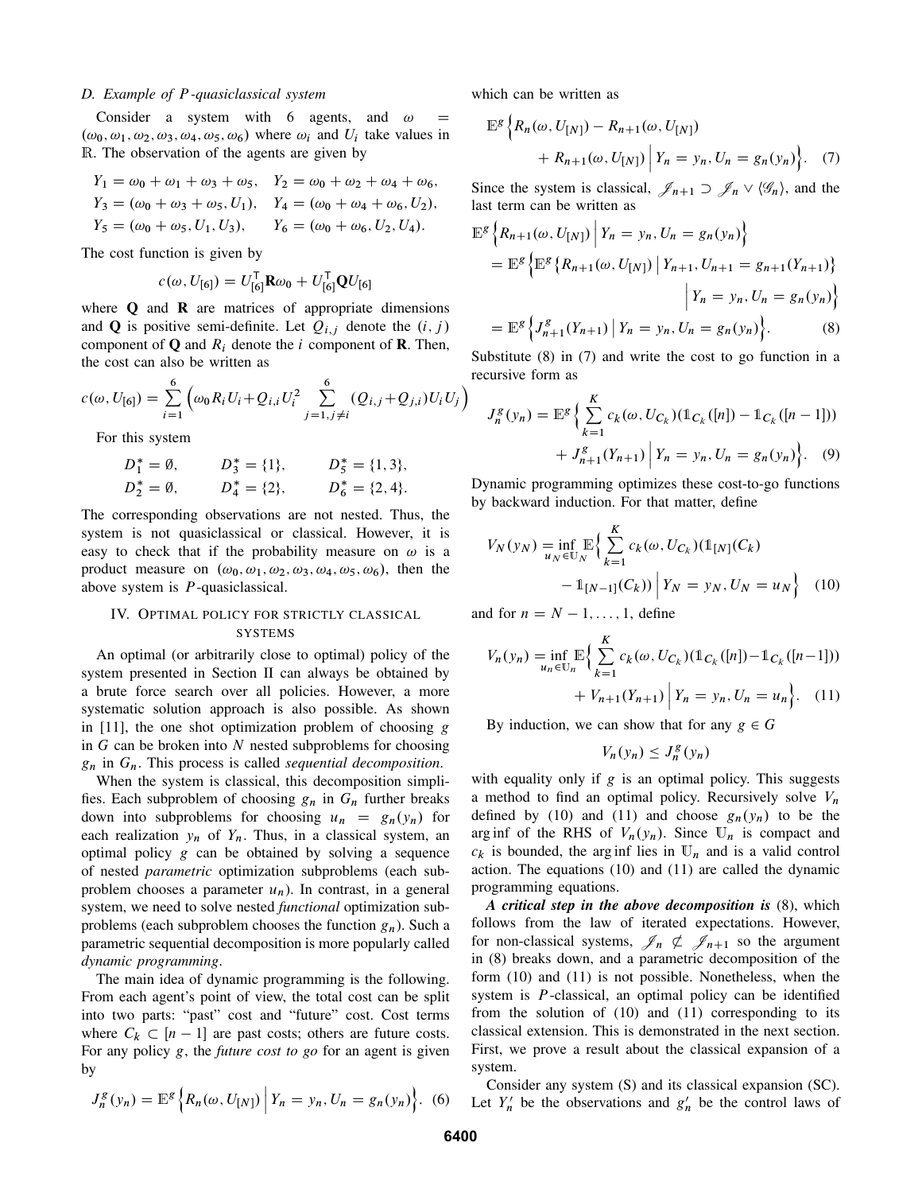### D. Example of $P$-quasiclassical system

Consider a system with 6 agents, and $\omega = (\omega_0, \omega_1, \omega_2, \omega_3, \omega_4, \omega_5, \omega_6)$ where $\omega_i$ and $U_i$ take values in $\mathbb{R}$. The observation of the agents are given by

$$
\begin{aligned}
Y_1 &= \omega_0 + \omega_1 + \omega_3 + \omega_5, & Y_2 &= \omega_0 + \omega_2 + \omega_4 + \omega_6, \\
Y_3 &= (\omega_0 + \omega_3 + \omega_5, U_1), & Y_4 &= (\omega_0 + \omega_4 + \omega_6, U_2), \\
Y_5 &= (\omega_0 + \omega_5, U_1, U_3), & Y_6 &= (\omega_0 + \omega_6, U_2, U_4).
\end{aligned}
$$

The cost function is given by

$$
c(\omega, U_{[6]}) = U_{[6]}^{\mathsf{T}} \mathbf{R} \omega_0 + U_{[6]}^{\mathsf{T}} \mathbf{Q} U_{[6]}
$$

where $\mathbf{Q}$ and $\mathbf{R}$ are matrices of appropriate dimensions and $\mathbf{Q}$ is positive semi-definite. Let $Q_{i,j}$ denote the $(i, j)$ component of $\mathbf{Q}$ and $R_i$ denote the $i$ component of $\mathbf{R}$. Then, the cost can also be written as

$$
c(\omega, U_{[6]}) = \sum_{i=1}^{6} \Big( \omega_0 R_i U_i + Q_{i,i} U_i^2 \sum_{j=1, j \neq i}^{6} (Q_{i,j} + Q_{j,i}) U_i U_j \Big)
$$

For this system

$$
\begin{aligned}
D_1^* &= \emptyset, & D_3^* &= \{1\}, & D_5^* &= \{1, 3\}, \\
D_2^* &= \emptyset, & D_4^* &= \{2\}, & D_6^* &= \{2, 4\}.
\end{aligned}
$$

The corresponding observations are not nested. Thus, the system is not quasiclassical or classical. However, it is easy to check that if the probability measure on $\omega$ is a product measure on $(\omega_0, \omega_1, \omega_2, \omega_3, \omega_4, \omega_5, \omega_6)$, then the above system is $P$-quasiclassical.

## IV. Optimal policy for strictly classical systems

An optimal (or arbitrarily close to optimal) policy of the system presented in Section II can always be obtained by a brute force search over all policies. However, a more systematic solution approach is also possible. As shown in [11], the one shot optimization problem of choosing $g$ in $G$ can be broken into $N$ nested subproblems for choosing $g_n$ in $G_n$. This process is called *sequential decomposition*.

When the system is classical, this decomposition simplifies. Each subproblem of choosing $g_n$ in $G_n$ further breaks down into subproblems for choosing $u_n = g_n(y_n)$ for each realization $y_n$ of $Y_n$. Thus, in a classical system, an optimal policy $g$ can be obtained by solving a sequence of nested *parametric* optimization subproblems (each subproblem chooses a parameter $u_n$). In contrast, in a general system, we need to solve nested *functional* optimization subproblems (each subproblem chooses the function $g_n$). Such a parametric sequential decomposition is more popularly called *dynamic programming*.

The main idea of dynamic programming is the following. From each agent's point of view, the total cost can be split into two parts: "past" cost and "future" cost. Cost terms where $C_k \subset [n-1]$ are past costs; others are future costs. For any policy $g$, the *future cost to go* for an agent is given by

$$
J_n^g(y_n) = \mathbb{E}^g \Big\{ R_n(\omega, U_{[N]}) \,\Big|\, Y_n = y_n, U_n = g_n(y_n) \Big\}. \quad (6)
$$

which can be written as

$$
\begin{aligned}
\mathbb{E}^g \Big\{ & R_n(\omega, U_{[N]}) - R_{n+1}(\omega, U_{[N]}) \\
& + R_{n+1}(\omega, U_{[N]}) \,\Big|\, Y_n = y_n, U_n = g_n(y_n) \Big\}. \quad (7)
\end{aligned}
$$

Since the system is classical, $\mathscr{J}_{n+1} \supset \mathscr{J}_n \vee \langle \mathscr{G}_n \rangle$, and the last term can be written as

$$
\begin{aligned}
\mathbb{E}^g & \Big\{ R_{n+1}(\omega, U_{[N]}) \,\Big|\, Y_n = y_n, U_n = g_n(y_n) \Big\} \\
&= \mathbb{E}^g \Big\{ \mathbb{E}^g \big\{ R_{n+1}(\omega, U_{[N]}) \,\big|\, Y_{n+1}, U_{n+1} = g_{n+1}(Y_{n+1}) \big\} \\
&\qquad\qquad \Big|\, Y_n = y_n, U_n = g_n(y_n) \Big\} \\
&= \mathbb{E}^g \Big\{ J_{n+1}^g(Y_{n+1}) \,\Big|\, Y_n = y_n, U_n = g_n(y_n) \Big\}. \quad (8)
\end{aligned}
$$

Substitute (8) in (7) and write the cost to go function in a recursive form as

$$
\begin{aligned}
J_n^g(y_n) = \mathbb{E}^g \Big\{ & \sum_{k=1}^{K} c_k(\omega, U_{C_k}) (\mathbb{1}_{C_k}([n]) - \mathbb{1}_{C_k}([n-1])) \\
& + J_{n+1}^g(Y_{n+1}) \,\Big|\, Y_n = y_n, U_n = g_n(y_n) \Big\}. \quad (9)
\end{aligned}
$$

Dynamic programming optimizes these cost-to-go functions by backward induction. For that matter, define

$$
\begin{aligned}
V_N(y_N) = \inf_{u_N \in \mathbb{U}_N} \mathbb{E} \Big\{ & \sum_{k=1}^{K} c_k(\omega, U_{C_k}) (\mathbb{1}_{[N]}(C_k) \\
& - \mathbb{1}_{[N-1]}(C_k)) \,\Big|\, Y_N = y_N, U_N = u_N \Big\} \quad (10)
\end{aligned}
$$

and for $n = N-1, \dots, 1$, define

$$
\begin{aligned}
V_n(y_n) = \inf_{u_n \in \mathbb{U}_n} \mathbb{E} \Big\{ & \sum_{k=1}^{K} c_k(\omega, U_{C_k}) (\mathbb{1}_{C_k}([n]) - \mathbb{1}_{C_k}([n-1])) \\
& + V_{n+1}(Y_{n+1}) \,\Big|\, Y_n = y_n, U_n = u_n \Big\}. \quad (11)
\end{aligned}
$$

By induction, we can show that for any $g \in G$

$$
V_n(y_n) \leq J_n^g(y_n)
$$

with equality only if $g$ is an optimal policy. This suggests a method to find an optimal policy. Recursively solve $V_n$ defined by (10) and (11) and choose $g_n(y_n)$ to be the arg inf of the RHS of $V_n(y_n)$. Since $\mathbb{U}_n$ is compact and $c_k$ is bounded, the arg inf lies in $\mathbb{U}_n$ and is a valid control action. The equations (10) and (11) are called the dynamic programming equations.

***A critical step in the above decomposition is*** (8), which follows from the law of iterated expectations. However, for non-classical systems, $\mathscr{J}_n \not\subset \mathscr{J}_{n+1}$ so the argument in (8) breaks down, and a parametric decomposition of the form (10) and (11) is not possible. Nonetheless, when the system is $P$-classical, an optimal policy can be identified from the solution of (10) and (11) corresponding to its classical extension. This is demonstrated in the next section. First, we prove a result about the classical expansion of a system.

Consider any system (S) and its classical expansion (SC). Let $Y_n'$ be the observations and $g_n'$ be the control laws of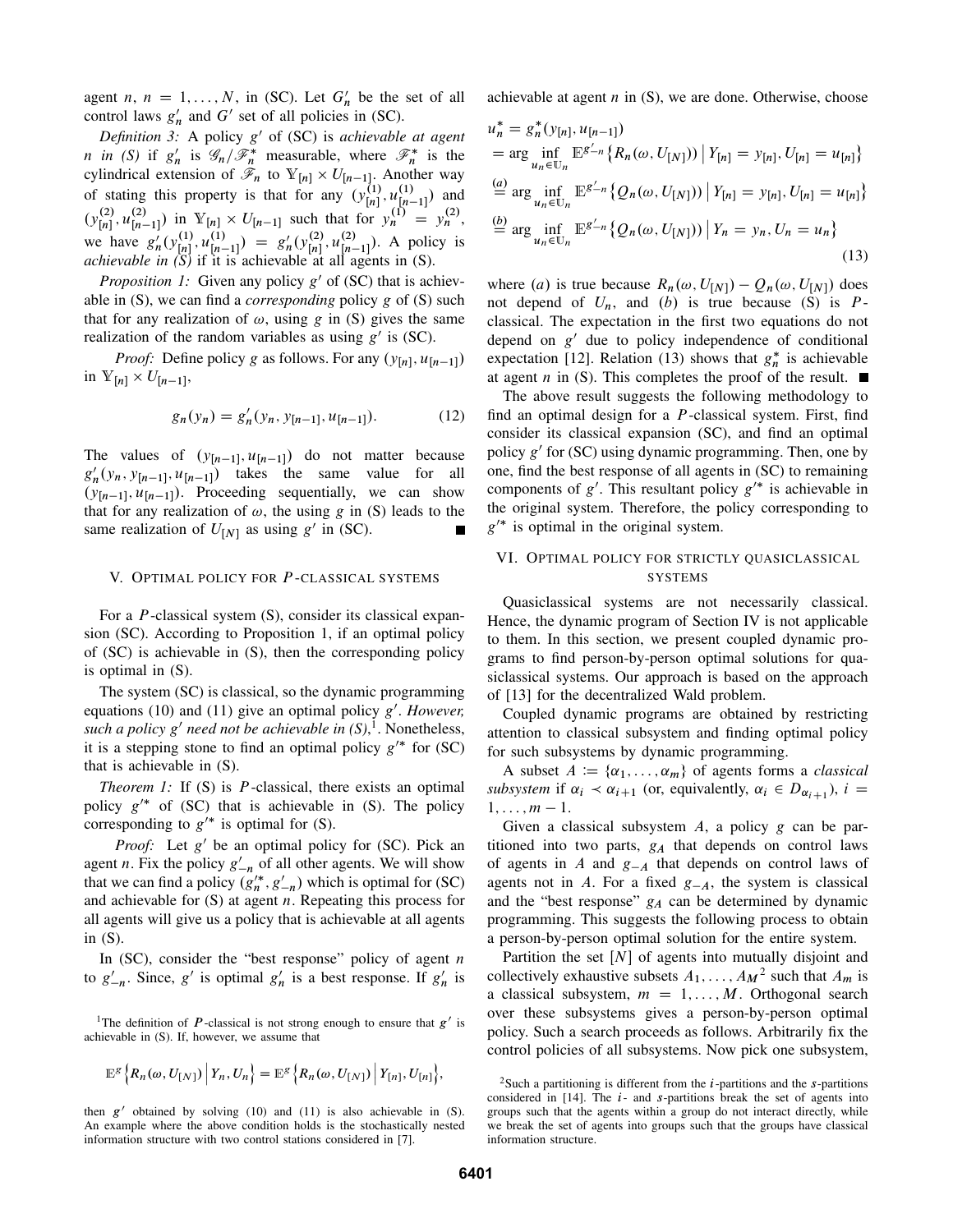agent $n$, $n = 1, \dots, N$, in (SC). Let $G'_n$ be the set of all control laws $g'_n$ and $G'$ set of all policies in (SC).

*Definition 3:* A policy $g'$ of (SC) is *achievable at agent n in (S)* if $g'_n$ is $\mathscr{G}_n/\mathscr{F}^*_n$ measurable, where $\mathscr{F}^*_n$ is the cylindrical extension of $\mathscr{F}_n$ to $\mathbb{Y}_{[n]} \times U_{[n-1]}$. Another way of stating this property is that for any $(y^{(1)}_{[n]}, u^{(1)}_{[n-1]})$ and $(y^{(2)}_{[n]}, u^{(2)}_{[n-1]})$ in $\mathbb{Y}_{[n]} \times U_{[n-1]}$ such that for $y^{(1)}_n = y^{(2)}_n$, we have $g'_n(y^{(1)}_{[n]}, u^{(1)}_{[n-1]}) = g'_n(y^{(2)}_{[n]}, u^{(2)}_{[n-1]})$. A policy is *achievable in (S)* if it is achievable at all agents in (S).

*Proposition 1:* Given any policy $g'$ of (SC) that is achievable in (S), we can find a *corresponding* policy $g$ of (S) such that for any realization of $\omega$, using $g$ in (S) gives the same realization of the random variables as using $g'$ is (SC).

*Proof:* Define policy $g$ as follows. For any $(y_{[n]}, u_{[n-1]})$ in $\mathbb{Y}_{[n]} \times U_{[n-1]}$,

$$g_n(y_n) = g'_n(y_n, y_{[n-1]}, u_{[n-1]}). \tag{12}$$

The values of $(y_{[n-1]}, u_{[n-1]})$ do not matter because $g'_n(y_n, y_{[n-1]}, u_{[n-1]})$ takes the same value for all $(y_{[n-1]}, u_{[n-1]})$. Proceeding sequentially, we can show that for any realization of $\omega$, the using $g$ in (S) leads to the same realization of $U_{[N]}$ as using $g'$ in (SC). ∎

## V. Optimal policy for $P$-classical systems

For a $P$-classical system (S), consider its classical expansion (SC). According to Proposition 1, if an optimal policy of (SC) is achievable in (S), then the corresponding policy is optimal in (S).

The system (SC) is classical, so the dynamic programming equations (10) and (11) give an optimal policy $g'$. *However, such a policy $g'$ need not be achievable in (S)*,[1]. Nonetheless, it is a stepping stone to find an optimal policy $g'^*$ for (SC) that is achievable in (S).

*Theorem 1:* If (S) is $P$-classical, there exists an optimal policy $g'^*$ of (SC) that is achievable in (S). The policy corresponding to $g'^*$ is optimal for (S).

*Proof:* Let $g'$ be an optimal policy for (SC). Pick an agent $n$. Fix the policy $g'_{-n}$ of all other agents. We will show that we can find a policy $(g'^*_n, g'_{-n})$ which is optimal for (SC) and achievable for (S) at agent $n$. Repeating this process for all agents will give us a policy that is achievable at all agents in (S).

In (SC), consider the "best response" policy of agent $n$ to $g'_{-n}$. Since, $g'$ is optimal $g'_n$ is a best response. If $g'_n$ is achievable at agent $n$ in (S), we are done. Otherwise, choose

$$\begin{aligned}
u^*_n &= g^*_n(y_{[n]}, u_{[n-1]}) \\
&= \arg \inf_{u_n \in \mathbb{U}_n} \mathbb{E}^{g'_{-n}}\{R_n(\omega, U_{[N]})) \mid Y_{[n]} = y_{[n]}, U_{[n]} = u_{[n]}\} \\
&\overset{(a)}{=} \arg \inf_{u_n \in \mathbb{U}_n} \mathbb{E}^{g'_{-n}}\{Q_n(\omega, U_{[N]})) \mid Y_{[n]} = y_{[n]}, U_{[n]} = u_{[n]}\} \\
&\overset{(b)}{=} \arg \inf_{u_n \in \mathbb{U}_n} \mathbb{E}^{g'_{-n}}\{Q_n(\omega, U_{[N]})) \mid Y_n = y_n, U_n = u_n\}
\end{aligned} \tag{13}$$

where $(a)$ is true because $R_n(\omega, U_{[N]}) - Q_n(\omega, U_{[N]})$ does not depend of $U_n$, and $(b)$ is true because (S) is $P$-classical. The expectation in the first two equations do not depend on $g'$ due to policy independence of conditional expectation [12]. Relation (13) shows that $g^*_n$ is achievable at agent $n$ in (S). This completes the proof of the result. ∎

The above result suggests the following methodology to find an optimal design for a $P$-classical system. First, find consider its classical expansion (SC), and find an optimal policy $g'$ for (SC) using dynamic programming. Then, one by one, find the best response of all agents in (SC) to remaining components of $g'$. This resultant policy $g'^*$ is achievable in the original system. Therefore, the policy corresponding to $g'^*$ is optimal in the original system.

## VI. Optimal policy for strictly quasiclassical systems

Quasiclassical systems are not necessarily classical. Hence, the dynamic program of Section IV is not applicable to them. In this section, we present coupled dynamic programs to find person-by-person optimal solutions for quasiclassical systems. Our approach is based on the approach of [13] for the decentralized Wald problem.

Coupled dynamic programs are obtained by restricting attention to classical subsystem and finding optimal policy for such subsystems by dynamic programming.

A subset $A := \{\alpha_1, \dots, \alpha_m\}$ of agents forms a *classical subsystem* if $\alpha_i \prec \alpha_{i+1}$ (or, equivalently, $\alpha_i \in D_{\alpha_{i+1}}$), $i = 1, \dots, m-1$.

Given a classical subsystem $A$, a policy $g$ can be partitioned into two parts, $g_A$ that depends on control laws of agents in $A$ and $g_{-A}$ that depends on control laws of agents not in $A$. For a fixed $g_{-A}$, the system is classical and the "best response" $g_A$ can be determined by dynamic programming. This suggests the following process to obtain a person-by-person optimal solution for the entire system.

Partition the set $[N]$ of agents into mutually disjoint and collectively exhaustive subsets $A_1, \dots, A_M$[2] such that $A_m$ is a classical subsystem, $m = 1, \dots, M$. Orthogonal search over these subsystems gives a person-by-person optimal policy. Such a search proceeds as follows. Arbitrarily fix the control policies of all subsystems. Now pick one subsystem,

---

[1]The definition of $P$-classical is not strong enough to ensure that $g'$ is achievable in (S). If, however, we assume that

$$\mathbb{E}^g\Big\{R_n(\omega, U_{[N]}) \,\Big|\, Y_n, U_n\Big\} = \mathbb{E}^g\Big\{R_n(\omega, U_{[N]}) \,\Big|\, Y_{[n]}, U_{[n]}\Big\},$$

then $g'$ obtained by solving (10) and (11) is also achievable in (S). An example where the above condition holds is the stochastically nested information structure with two control stations considered in [7].

[2]Such a partitioning is different from the $i$-partitions and the $s$-partitions considered in [14]. The $i$- and $s$-partitions break the set of agents into groups such that the agents within a group do not interact directly, while we break the set of agents into groups such that the groups have classical information structure.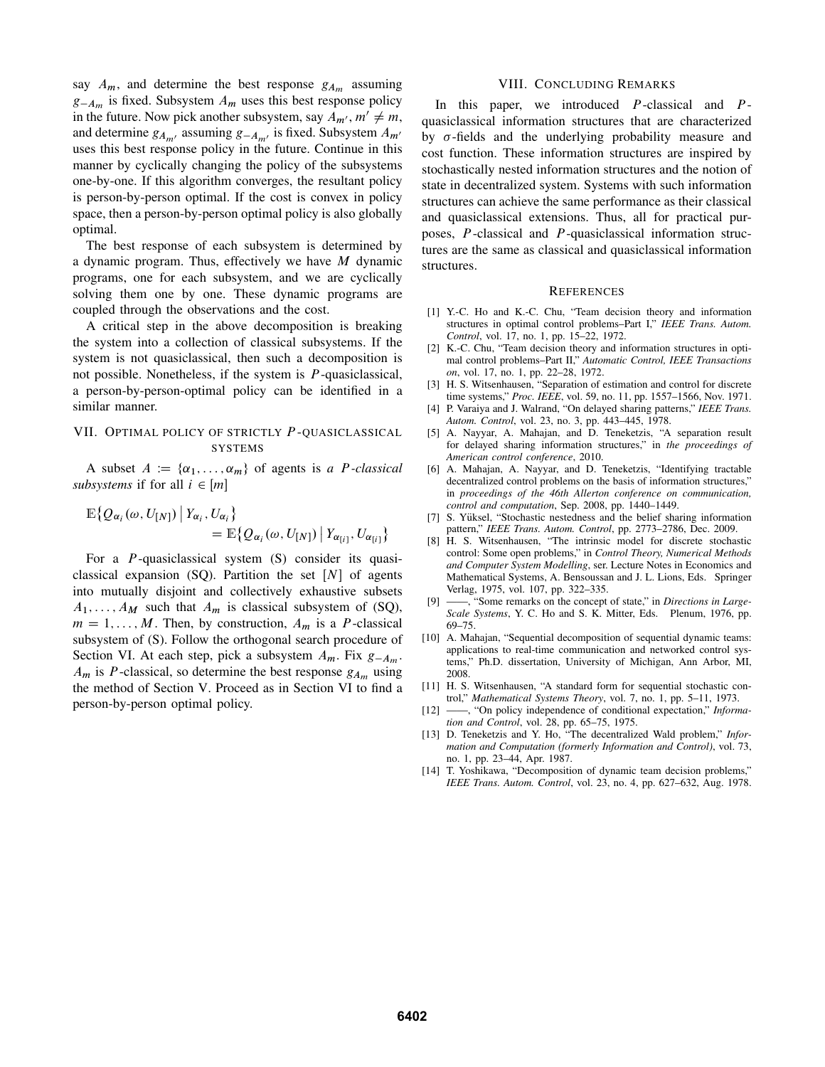say $A_m$, and determine the best response $g_{A_m}$ assuming $g_{-A_m}$ is fixed. Subsystem $A_m$ uses this best response policy in the future. Now pick another subsystem, say $A_{m'}$, $m' \neq m$, and determine $g_{A_{m'}}$ assuming $g_{-A_{m'}}$ is fixed. Subsystem $A_{m'}$ uses this best response policy in the future. Continue in this manner by cyclically changing the policy of the subsystems one-by-one. If this algorithm converges, the resultant policy is person-by-person optimal. If the cost is convex in policy space, then a person-by-person optimal policy is also globally optimal.

The best response of each subsystem is determined by a dynamic program. Thus, effectively we have $M$ dynamic programs, one for each subsystem, and we are cyclically solving them one by one. These dynamic programs are coupled through the observations and the cost.

A critical step in the above decomposition is breaking the system into a collection of classical subsystems. If the system is not quasiclassical, then such a decomposition is not possible. Nonetheless, if the system is $P$-quasiclassical, a person-by-person-optimal policy can be identified in a similar manner.

## VII. Optimal policy of strictly $P$-quasiclassical systems

A subset $A := \{\alpha_1, \dots, \alpha_m\}$ of agents is *a $P$-classical subsystems* if for all $i \in [m]$

$$\mathbb{E}\{Q_{\alpha_i}(\omega, U_{[N]}) \mid Y_{\alpha_i}, U_{\alpha_i}\} = \mathbb{E}\{Q_{\alpha_i}(\omega, U_{[N]}) \mid Y_{\alpha_{[i]}}, U_{\alpha_{[i]}}\}$$

For a $P$-quasiclassical system (S) consider its quasiclassical expansion (SQ). Partition the set $[N]$ of agents into mutually disjoint and collectively exhaustive subsets $A_1, \dots, A_M$ such that $A_m$ is classical subsystem of (SQ), $m = 1, \dots, M$. Then, by construction, $A_m$ is a $P$-classical subsystem of (S). Follow the orthogonal search procedure of Section VI. At each step, pick a subsystem $A_m$. Fix $g_{-A_m}$. $A_m$ is $P$-classical, so determine the best response $g_{A_m}$ using the method of Section V. Proceed as in Section VI to find a person-by-person optimal policy.

## VIII. Concluding Remarks

In this paper, we introduced $P$-classical and $P$-quasiclassical information structures that are characterized by $\sigma$-fields and the underlying probability measure and cost function. These information structures are inspired by stochastically nested information structures and the notion of state in decentralized system. Systems with such information structures can achieve the same performance as their classical and quasiclassical extensions. Thus, all for practical purposes, $P$-classical and $P$-quasiclassical information structures are the same as classical and quasiclassical information structures.

## References

[1] Y.-C. Ho and K.-C. Chu, "Team decision theory and information structures in optimal control problems–Part I," *IEEE Trans. Autom. Control*, vol. 17, no. 1, pp. 15–22, 1972.

[2] K.-C. Chu, "Team decision theory and information structures in optimal control problems–Part II," *Automatic Control, IEEE Transactions on*, vol. 17, no. 1, pp. 22–28, 1972.

[3] H. S. Witsenhausen, "Separation of estimation and control for discrete time systems," *Proc. IEEE*, vol. 59, no. 11, pp. 1557–1566, Nov. 1971.

[4] P. Varaiya and J. Walrand, "On delayed sharing patterns," *IEEE Trans. Autom. Control*, vol. 23, no. 3, pp. 443–445, 1978.

[5] A. Nayyar, A. Mahajan, and D. Teneketzis, "A separation result for delayed sharing information structures," in *the proceedings of American control conference*, 2010.

[6] A. Mahajan, A. Nayyar, and D. Teneketzis, "Identifying tractable decentralized control problems on the basis of information structures," in *proceedings of the 46th Allerton conference on communication, control and computation*, Sep. 2008, pp. 1440–1449.

[7] S. Yüksel, "Stochastic nestedness and the belief sharing information pattern," *IEEE Trans. Autom. Control*, pp. 2773–2786, Dec. 2009.

[8] H. S. Witsenhausen, "The intrinsic model for discrete stochastic control: Some open problems," in *Control Theory, Numerical Methods and Computer System Modelling*, ser. Lecture Notes in Economics and Mathematical Systems, A. Bensoussan and J. L. Lions, Eds. Springer Verlag, 1975, vol. 107, pp. 322–335.

[9] ——, "Some remarks on the concept of state," in *Directions in Large-Scale Systems*, Y. C. Ho and S. K. Mitter, Eds. Plenum, 1976, pp. 69–75.

[10] A. Mahajan, "Sequential decomposition of sequential dynamic teams: applications to real-time communication and networked control systems," Ph.D. dissertation, University of Michigan, Ann Arbor, MI, 2008.

[11] H. S. Witsenhausen, "A standard form for sequential stochastic control," *Mathematical Systems Theory*, vol. 7, no. 1, pp. 5–11, 1973.

[12] ——, "On policy independence of conditional expectation," *Information and Control*, vol. 28, pp. 65–75, 1975.

[13] D. Teneketzis and Y. Ho, "The decentralized Wald problem," *Information and Computation (formerly Information and Control)*, vol. 73, no. 1, pp. 23–44, Apr. 1987.

[14] T. Yoshikawa, "Decomposition of dynamic team decision problems," *IEEE Trans. Autom. Control*, vol. 23, no. 4, pp. 627–632, Aug. 1978.